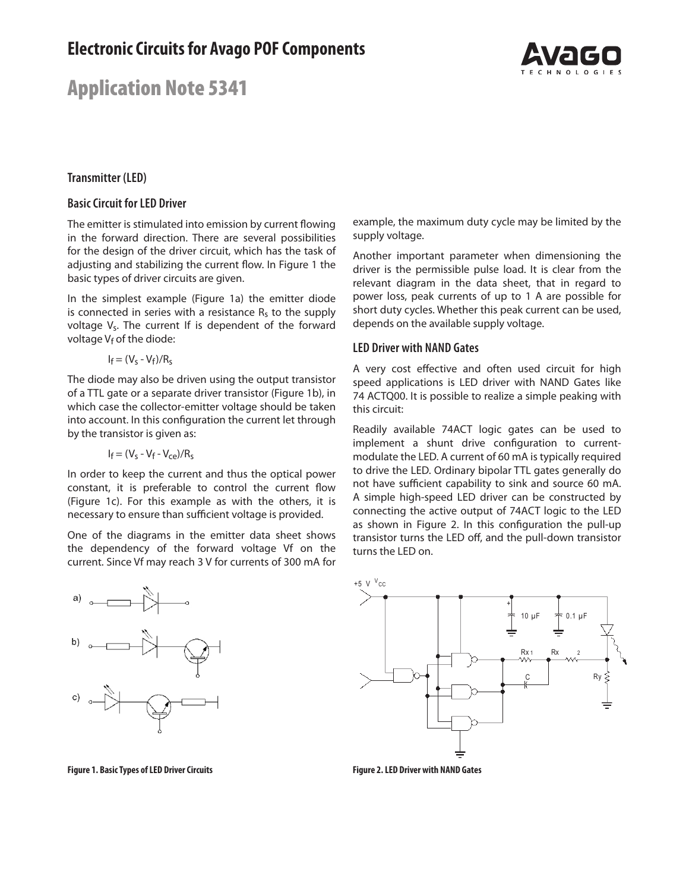# Electronic Circuits for Avago POF Components

# Application Note 5341

## Transmitter (LED)

### Basic Circuit for LED Driver

The emitter is stimulated into emission by current flowing in the forward direction. There are several possibilities for the design of the driver circuit, which has the task of adjusting and stabilizing the current flow. In Figure 1 the basic types of driver circuits are given.

In the simplest example (Figure 1a) the emitter diode is connected in series with a resistance $R_s$ to the supply voltage $V_s$. The current If is dependent of the forward voltage $V_f$ of the diode:

$$I_f = (V_s - V_f)/R_s$$

The diode may also be driven using the output transistor of a TTL gate or a separate driver transistor (Figure 1b), in which case the collector-emitter voltage should be taken into account. In this configuration the current let through by the transistor is given as:

$$I_f = (V_s - V_f - V_{ce})/R_s$$

In order to keep the current and thus the optical power constant, it is preferable to control the current flow (Figure 1c). For this example as with the others, it is necessary to ensure than sufficient voltage is provided.

One of the diagrams in the emitter data sheet shows the dependency of the forward voltage Vf on the current. Since Vf may reach 3 V for currents of 300 mA for example, the maximum duty cycle may be limited by the supply voltage.

Another important parameter when dimensioning the driver is the permissible pulse load. It is clear from the relevant diagram in the data sheet, that in regard to power loss, peak currents of up to 1 A are possible for short duty cycles. Whether this peak current can be used, depends on the available supply voltage.

Figure 1. Basic Types of LED Driver Circuits

### LED Driver with NAND Gates

A very cost effective and often used circuit for high speed applications is LED driver with NAND Gates like 74 ACTQ00. It is possible to realize a simple peaking with this circuit:

Readily available 74ACT logic gates can be used to implement a shunt drive configuration to current-modulate the LED. A current of 60 mA is typically required to drive the LED. Ordinary bipolar TTL gates generally do not have sufficient capability to sink and source 60 mA. A simple high-speed LED driver can be constructed by connecting the active output of 74ACT logic to the LED as shown in Figure 2. In this configuration the pull-up transistor turns the LED off, and the pull-down transistor turns the LED on.

Figure 2. LED Driver with NAND Gates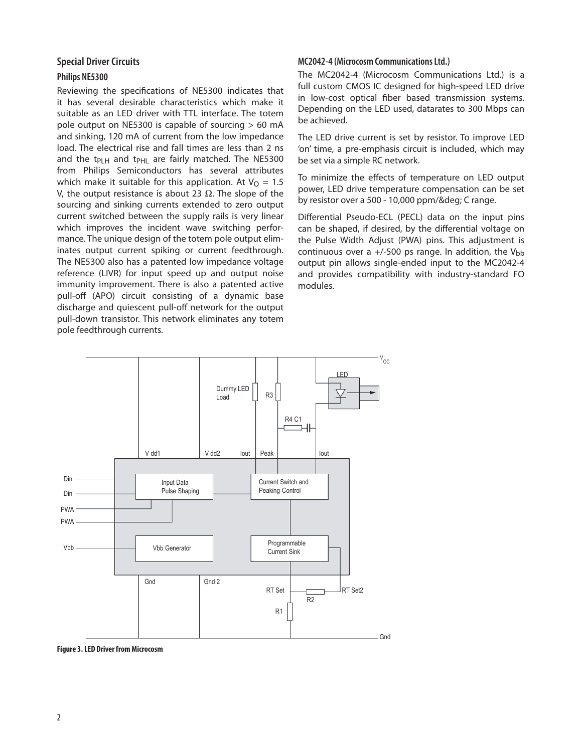## Special Driver Circuits

### Philips NE5300

Reviewing the specifications of NE5300 indicates that it has several desirable characteristics which make it suitable as an LED driver with TTL interface. The totem pole output on NE5300 is capable of sourcing > 60 mA and sinking, 120 mA of current from the low impedance load. The electrical rise and fall times are less than 2 ns and the $t_{PLH}$ and $t_{PHL}$ are fairly matched. The NE5300 from Philips Semiconductors has several attributes which make it suitable for this application. At $V_O = 1.5$ V, the output resistance is about 23 Ω. The slope of the sourcing and sinking currents extended to zero output current switched between the supply rails is very linear which improves the incident wave switching performance. The unique design of the totem pole output eliminates output current spiking or current feedthrough. The NE5300 also has a patented low impedance voltage reference (LIVR) for input speed up and output noise immunity improvement. There is also a patented active pull-off (APO) circuit consisting of a dynamic base discharge and quiescent pull-off network for the output pull-down transistor. This network eliminates any totem pole feedthrough currents.

### MC2042-4 (Microcosm Communications Ltd.)

The MC2042-4 (Microcosm Communications Ltd.) is a full custom CMOS IC designed for high-speed LED drive in low-cost optical fiber based transmission systems. Depending on the LED used, datarates to 300 Mbps can be achieved.

The LED drive current is set by resistor. To improve LED 'on' time, a pre-emphasis circuit is included, which may be set via a simple RC network.

To minimize the effects of temperature on LED output power, LED drive temperature compensation can be set by resistor over a 500 - 10,000 ppm/&deg; C range.

Differential Pseudo-ECL (PECL) data on the input pins can be shaped, if desired, by the differential voltage on the Pulse Width Adjust (PWA) pins. This adjustment is continuous over a +/-500 ps range. In addition, the $V_{bb}$ output pin allows single-ended input to the MC2042-4 and provides compatibility with industry-standard FO modules.

**Figure 3. LED Driver from Microcosm**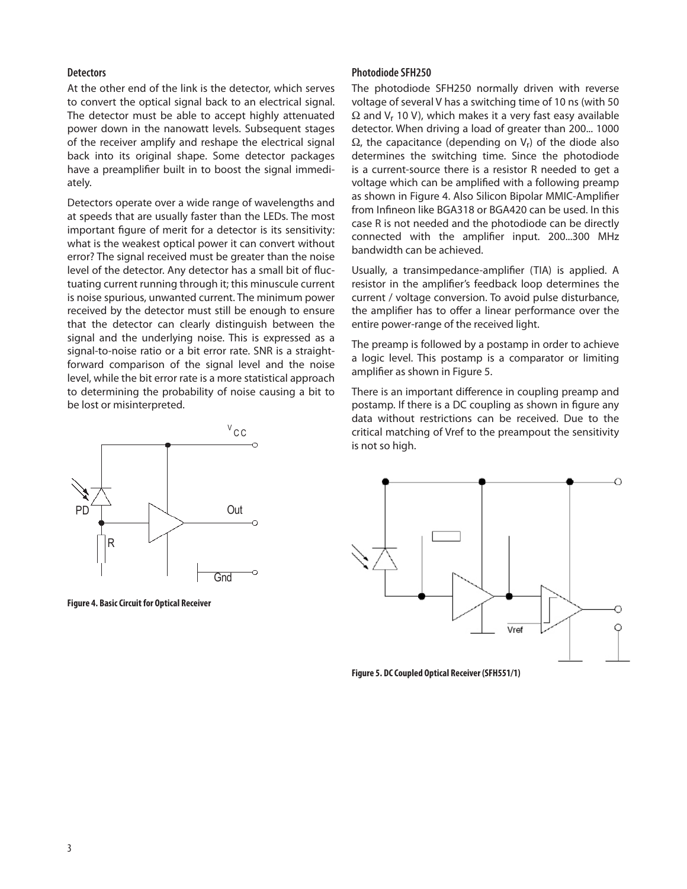### Detectors

At the other end of the link is the detector, which serves to convert the optical signal back to an electrical signal. The detector must be able to accept highly attenuated power down in the nanowatt levels. Subsequent stages of the receiver amplify and reshape the electrical signal back into its original shape. Some detector packages have a preamplifier built in to boost the signal immediately.

Detectors operate over a wide range of wavelengths and at speeds that are usually faster than the LEDs. The most important figure of merit for a detector is its sensitivity: what is the weakest optical power it can convert without error? The signal received must be greater than the noise level of the detector. Any detector has a small bit of fluctuating current running through it; this minuscule current is noise spurious, unwanted current. The minimum power received by the detector must still be enough to ensure that the detector can clearly distinguish between the signal and the underlying noise. This is expressed as a signal-to-noise ratio or a bit error rate. SNR is a straightforward comparison of the signal level and the noise level, while the bit error rate is a more statistical approach to determining the probability of noise causing a bit to be lost or misinterpreted.

**Figure 4. Basic Circuit for Optical Receiver**

### Photodiode SFH250

The photodiode SFH250 normally driven with reverse voltage of several V has a switching time of 10 ns (with 50 Ω and $V_r$ 10 V), which makes it a very fast easy available detector. When driving a load of greater than 200... 1000 Ω, the capacitance (depending on $V_r$) of the diode also determines the switching time. Since the photodiode is a current-source there is a resistor R needed to get a voltage which can be amplified with a following preamp as shown in Figure 4. Also Silicon Bipolar MMIC-Amplifier from Infineon like BGA318 or BGA420 can be used. In this case R is not needed and the photodiode can be directly connected with the amplifier input. 200...300 MHz bandwidth can be achieved.

Usually, a transimpedance-amplifier (TIA) is applied. A resistor in the amplifier's feedback loop determines the current / voltage conversion. To avoid pulse disturbance, the amplifier has to offer a linear performance over the entire power-range of the received light.

The preamp is followed by a postamp in order to achieve a logic level. This postamp is a comparator or limiting amplifier as shown in Figure 5.

There is an important difference in coupling preamp and postamp. If there is a DC coupling as shown in figure any data without restrictions can be received. Due to the critical matching of Vref to the preampout the sensitivity is not so high.

**Figure 5. DC Coupled Optical Receiver (SFH551/1)**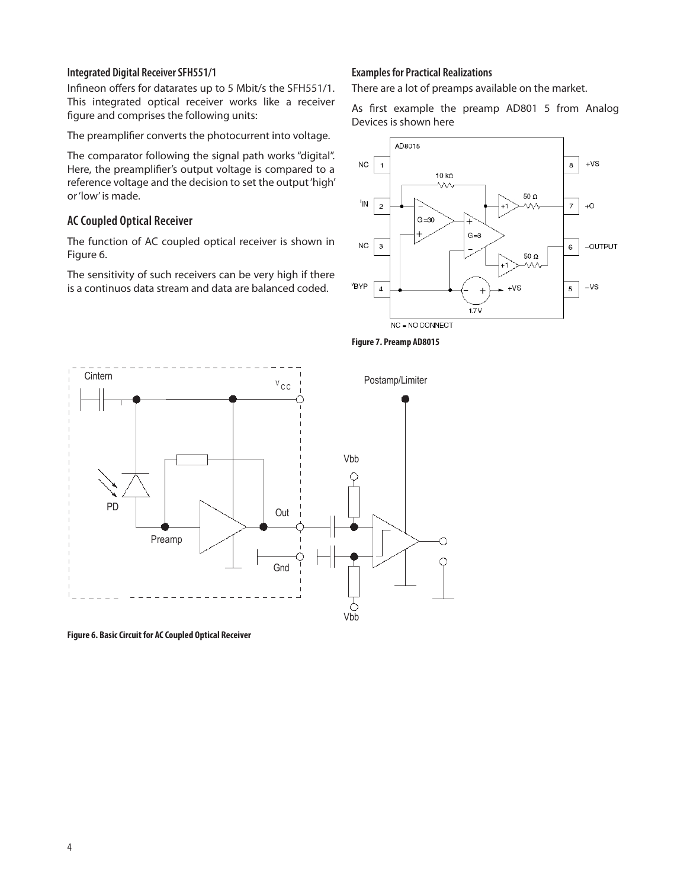### Integrated Digital Receiver SFH551/1

Infineon offers for datarates up to 5 Mbit/s the SFH551/1. This integrated optical receiver works like a receiver figure and comprises the following units:

The preamplifier converts the photocurrent into voltage.

The comparator following the signal path works "digital". Here, the preamplifier's output voltage is compared to a reference voltage and the decision to set the output 'high' or 'low' is made.

## AC Coupled Optical Receiver

The function of AC coupled optical receiver is shown in Figure 6.

The sensitivity of such receivers can be very high if there is a continuos data stream and data are balanced coded.

Figure 6. Basic Circuit for AC Coupled Optical Receiver

### Examples for Practical Realizations

There are a lot of preamps available on the market.

As first example the preamp AD801 5 from Analog Devices is shown here

Figure 7. Preamp AD8015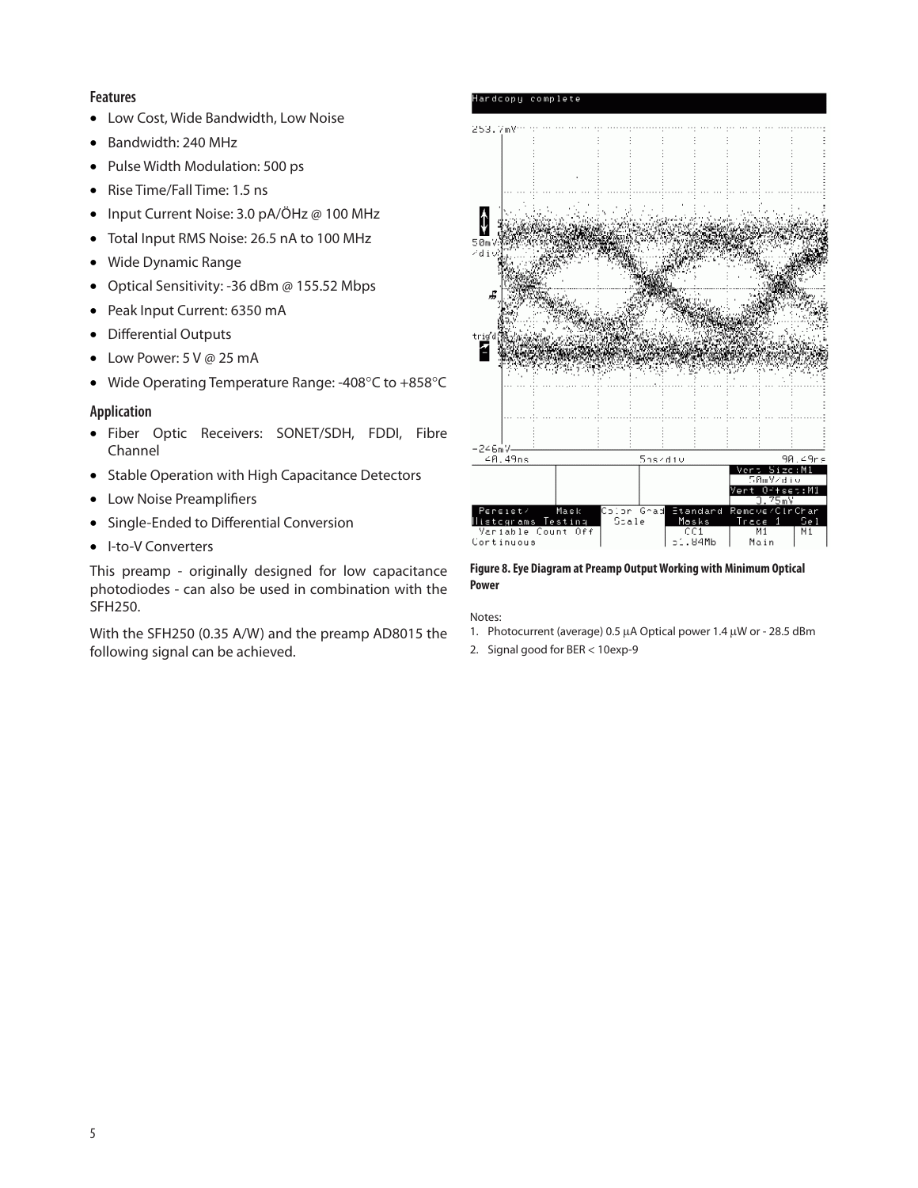### Features

- Low Cost, Wide Bandwidth, Low Noise
- Bandwidth: 240 MHz
- Pulse Width Modulation: 500 ps
- Rise Time/Fall Time: 1.5 ns
- Input Current Noise: 3.0 pA/ÖHz @ 100 MHz
- Total Input RMS Noise: 26.5 nA to 100 MHz
- Wide Dynamic Range
- Optical Sensitivity: -36 dBm @ 155.52 Mbps
- Peak Input Current: 6350 mA
- Differential Outputs
- Low Power: 5 V @ 25 mA
- Wide Operating Temperature Range: -408°C to +858°C

### Application

- Fiber Optic Receivers: SONET/SDH, FDDI, Fibre Channel
- Stable Operation with High Capacitance Detectors
- Low Noise Preamplifiers
- Single-Ended to Differential Conversion
- I-to-V Converters

This preamp - originally designed for low capacitance photodiodes - can also be used in combination with the SFH250.

With the SFH250 (0.35 A/W) and the preamp AD8015 the following signal can be achieved.

**Figure 8. Eye Diagram at Preamp Output Working with Minimum Optical Power**

Notes:

1. Photocurrent (average) 0.5 µA Optical power 1.4 µW or - 28.5 dBm
2. Signal good for BER < 10exp-9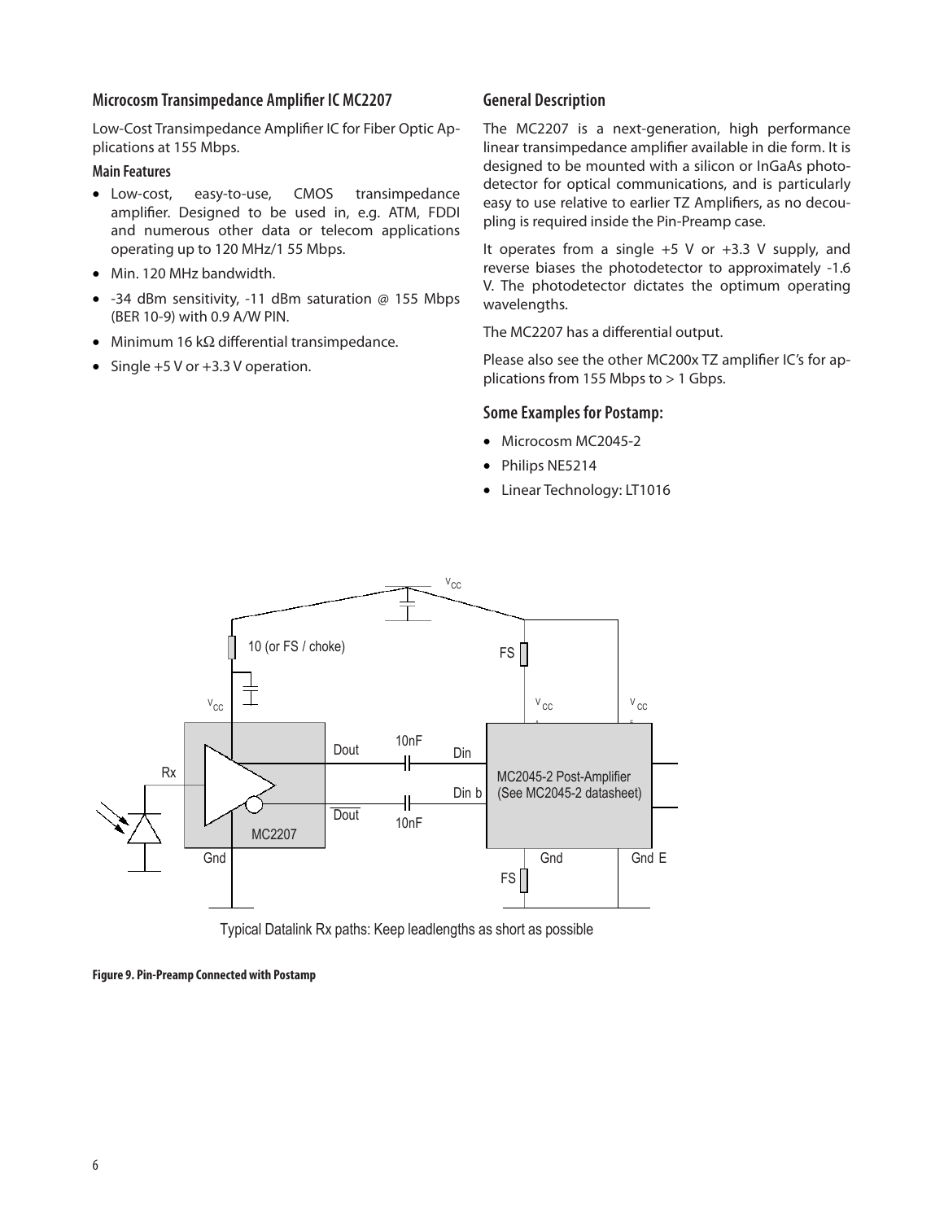## Microcosm Transimpedance Amplifier IC MC2207

Low-Cost Transimpedance Amplifier IC for Fiber Optic Applications at 155 Mbps.

### Main Features

- Low-cost, easy-to-use, CMOS transimpedance amplifier. Designed to be used in, e.g. ATM, FDDI and numerous other data or telecom applications operating up to 120 MHz/1 55 Mbps.
- Min. 120 MHz bandwidth.
- -34 dBm sensitivity, -11 dBm saturation @ 155 Mbps (BER 10-9) with 0.9 A/W PIN.
- Minimum 16 kΩ differential transimpedance.
- Single +5 V or +3.3 V operation.

## General Description

The MC2207 is a next-generation, high performance linear transimpedance amplifier available in die form. It is designed to be mounted with a silicon or InGaAs photodetector for optical communications, and is particularly easy to use relative to earlier TZ Amplifiers, as no decoupling is required inside the Pin-Preamp case.

It operates from a single +5 V or +3.3 V supply, and reverse biases the photodetector to approximately -1.6 V. The photodetector dictates the optimum operating wavelengths.

The MC2207 has a differential output.

Please also see the other MC200x TZ amplifier IC's for applications from 155 Mbps to > 1 Gbps.

## Some Examples for Postamp:

- Microcosm MC2045-2
- Philips NE5214
- Linear Technology: LT1016

Typical Datalink Rx paths: Keep leadlengths as short as possible

**Figure 9. Pin-Preamp Connected with Postamp**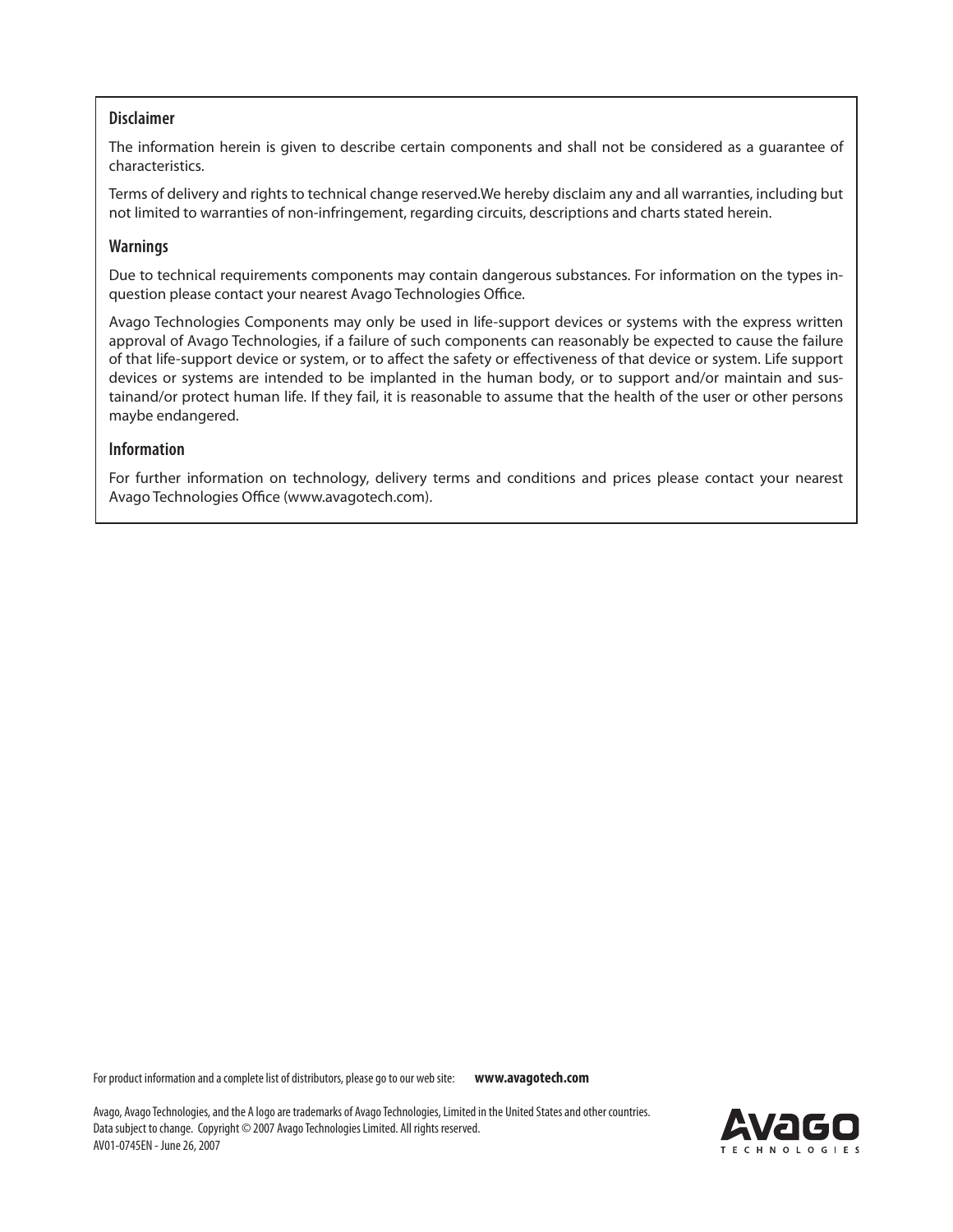## Disclaimer

The information herein is given to describe certain components and shall not be considered as a guarantee of characteristics.

Terms of delivery and rights to technical change reserved.We hereby disclaim any and all warranties, including but not limited to warranties of non-infringement, regarding circuits, descriptions and charts stated herein.

## Warnings

Due to technical requirements components may contain dangerous substances. For information on the types in-question please contact your nearest Avago Technologies Office.

Avago Technologies Components may only be used in life-support devices or systems with the express written approval of Avago Technologies, if a failure of such components can reasonably be expected to cause the failure of that life-support device or system, or to affect the safety or effectiveness of that device or system. Life support devices or systems are intended to be implanted in the human body, or to support and/or maintain and sustainand/or protect human life. If they fail, it is reasonable to assume that the health of the user or other persons maybe endangered.

## Information

For further information on technology, delivery terms and conditions and prices please contact your nearest Avago Technologies Office (www.avagotech.com).

For product information and a complete list of distributors, please go to our web site: **www.avagotech.com**

Avago, Avago Technologies, and the A logo are trademarks of Avago Technologies, Limited in the United States and other countries.
Data subject to change. Copyright © 2007 Avago Technologies Limited. All rights reserved.
AV01-0745EN - June 26, 2007